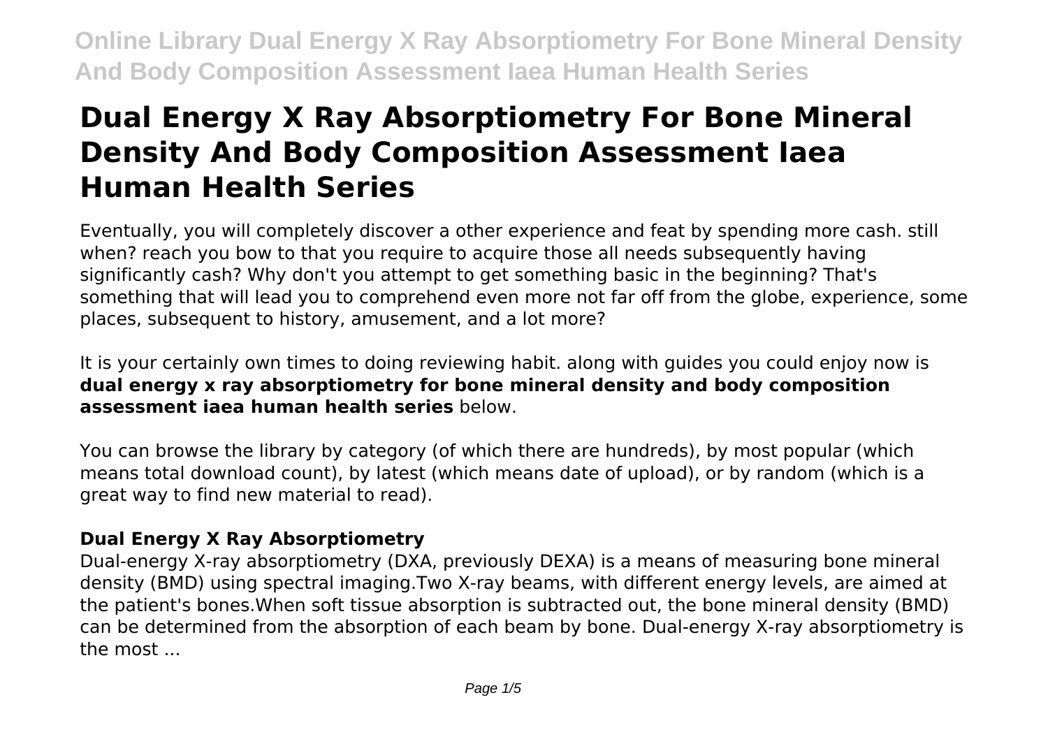# Dual Energy X Ray Absorptiometry For Bone Mineral Density And Body Composition Assessment Iaea Human Health Series

Eventually, you will completely discover a other experience and feat by spending more cash. still when? reach you bow to that you require to acquire those all needs subsequently having significantly cash? Why don't you attempt to get something basic in the beginning? That's something that will lead you to comprehend even more not far off from the globe, experience, some places, subsequent to history, amusement, and a lot more?

It is your certainly own times to doing reviewing habit. along with guides you could enjoy now is **dual energy x ray absorptiometry for bone mineral density and body composition assessment iaea human health series** below.

You can browse the library by category (of which there are hundreds), by most popular (which means total download count), by latest (which means date of upload), or by random (which is a great way to find new material to read).

## Dual Energy X Ray Absorptiometry

Dual-energy X-ray absorptiometry (DXA, previously DEXA) is a means of measuring bone mineral density (BMD) using spectral imaging.Two X-ray beams, with different energy levels, are aimed at the patient's bones.When soft tissue absorption is subtracted out, the bone mineral density (BMD) can be determined from the absorption of each beam by bone. Dual-energy X-ray absorptiometry is the most ...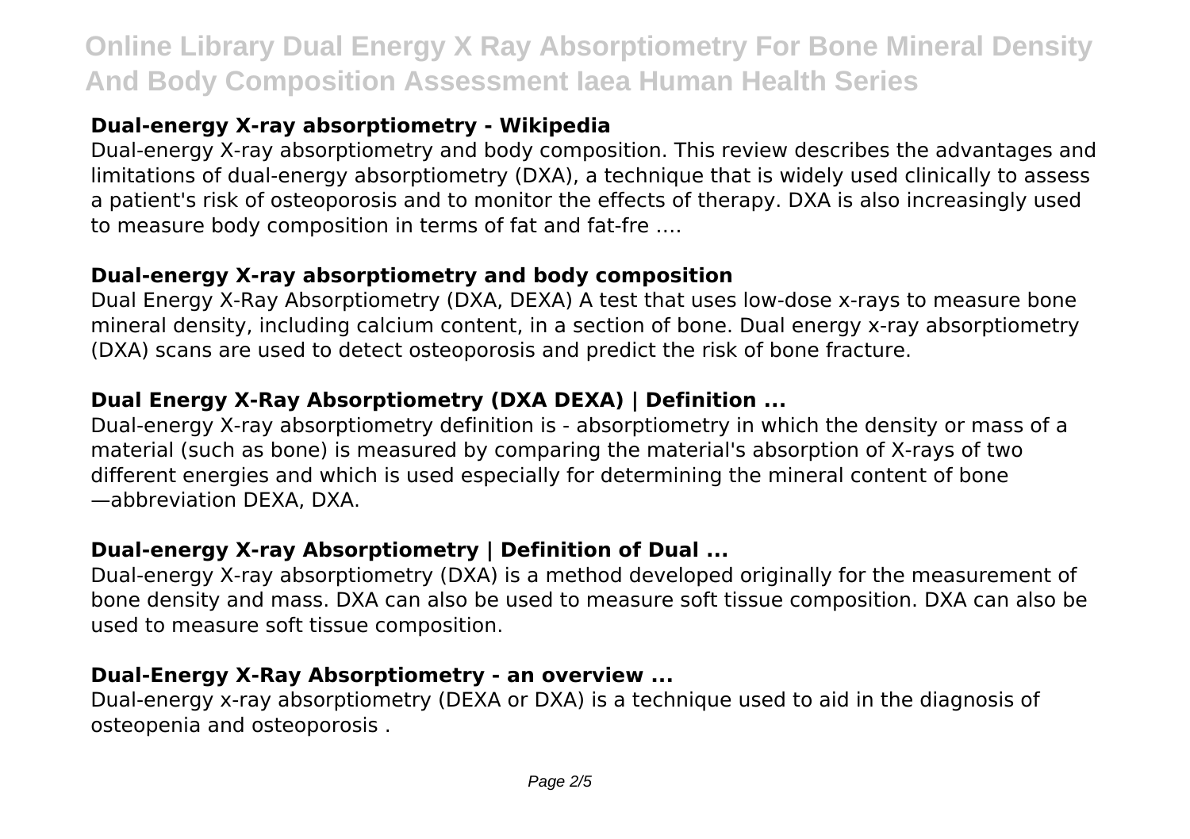### Dual-energy X-ray absorptiometry - Wikipedia

Dual-energy X-ray absorptiometry and body composition. This review describes the advantages and limitations of dual-energy absorptiometry (DXA), a technique that is widely used clinically to assess a patient's risk of osteoporosis and to monitor the effects of therapy. DXA is also increasingly used to measure body composition in terms of fat and fat-fre ….

### Dual-energy X-ray absorptiometry and body composition

Dual Energy X-Ray Absorptiometry (DXA, DEXA) A test that uses low-dose x-rays to measure bone mineral density, including calcium content, in a section of bone. Dual energy x-ray absorptiometry (DXA) scans are used to detect osteoporosis and predict the risk of bone fracture.

### Dual Energy X-Ray Absorptiometry (DXA DEXA) | Definition ...

Dual-energy X-ray absorptiometry definition is - absorptiometry in which the density or mass of a material (such as bone) is measured by comparing the material's absorption of X-rays of two different energies and which is used especially for determining the mineral content of bone —abbreviation DEXA, DXA.

### Dual-energy X-ray Absorptiometry | Definition of Dual ...

Dual-energy X-ray absorptiometry (DXA) is a method developed originally for the measurement of bone density and mass. DXA can also be used to measure soft tissue composition. DXA can also be used to measure soft tissue composition.

### Dual-Energy X-Ray Absorptiometry - an overview ...

Dual-energy x-ray absorptiometry (DEXA or DXA) is a technique used to aid in the diagnosis of osteopenia and osteoporosis .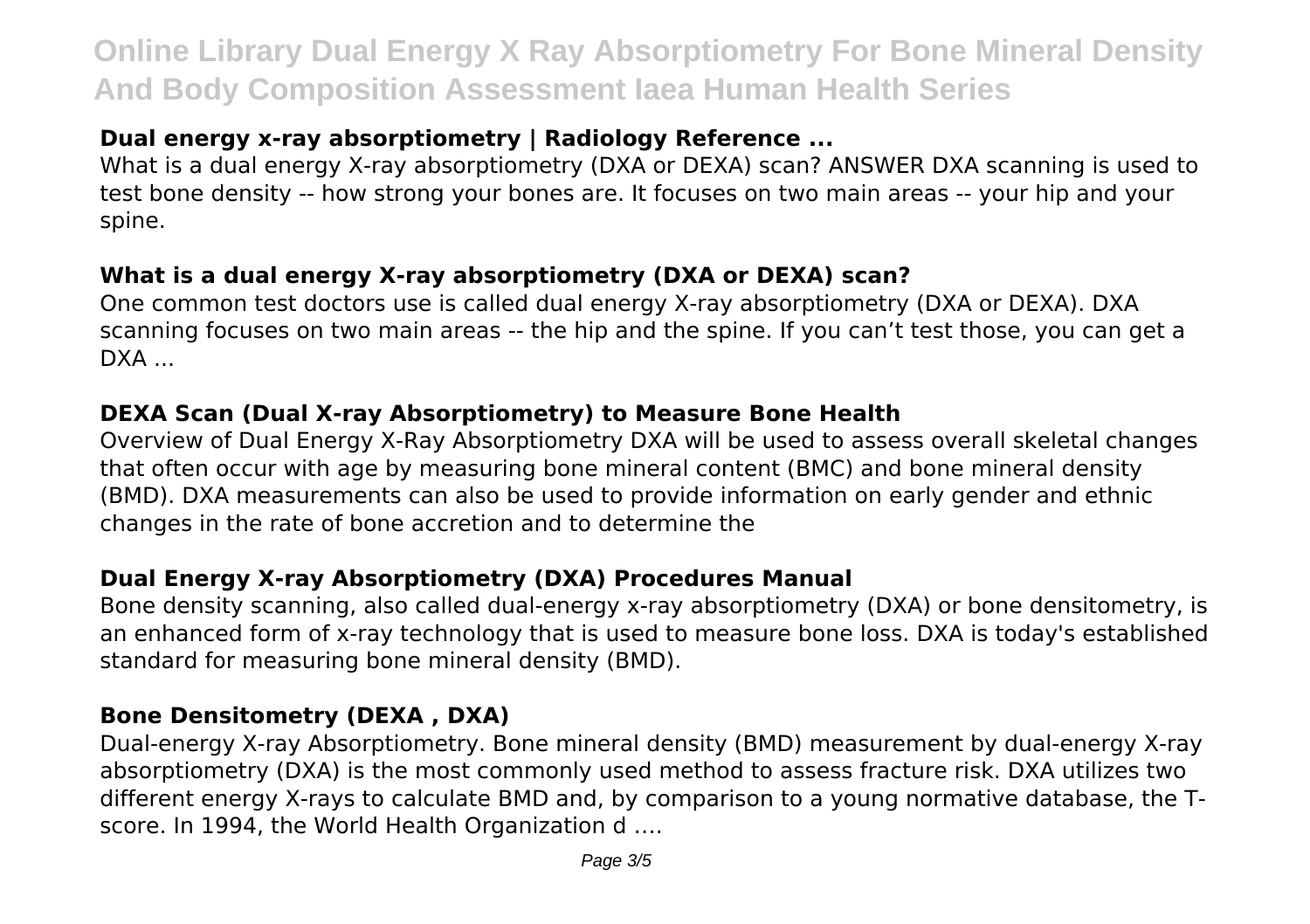### Dual energy x-ray absorptiometry | Radiology Reference ...

What is a dual energy X-ray absorptiometry (DXA or DEXA) scan? ANSWER DXA scanning is used to test bone density -- how strong your bones are. It focuses on two main areas -- your hip and your spine.

### What is a dual energy X-ray absorptiometry (DXA or DEXA) scan?

One common test doctors use is called dual energy X-ray absorptiometry (DXA or DEXA). DXA scanning focuses on two main areas -- the hip and the spine. If you can't test those, you can get a DXA ...

### DEXA Scan (Dual X-ray Absorptiometry) to Measure Bone Health

Overview of Dual Energy X-Ray Absorptiometry DXA will be used to assess overall skeletal changes that often occur with age by measuring bone mineral content (BMC) and bone mineral density (BMD). DXA measurements can also be used to provide information on early gender and ethnic changes in the rate of bone accretion and to determine the

### Dual Energy X-ray Absorptiometry (DXA) Procedures Manual

Bone density scanning, also called dual-energy x-ray absorptiometry (DXA) or bone densitometry, is an enhanced form of x-ray technology that is used to measure bone loss. DXA is today's established standard for measuring bone mineral density (BMD).

### Bone Densitometry (DEXA , DXA)

Dual-energy X-ray Absorptiometry. Bone mineral density (BMD) measurement by dual-energy X-ray absorptiometry (DXA) is the most commonly used method to assess fracture risk. DXA utilizes two different energy X-rays to calculate BMD and, by comparison to a young normative database, the T-score. In 1994, the World Health Organization d ….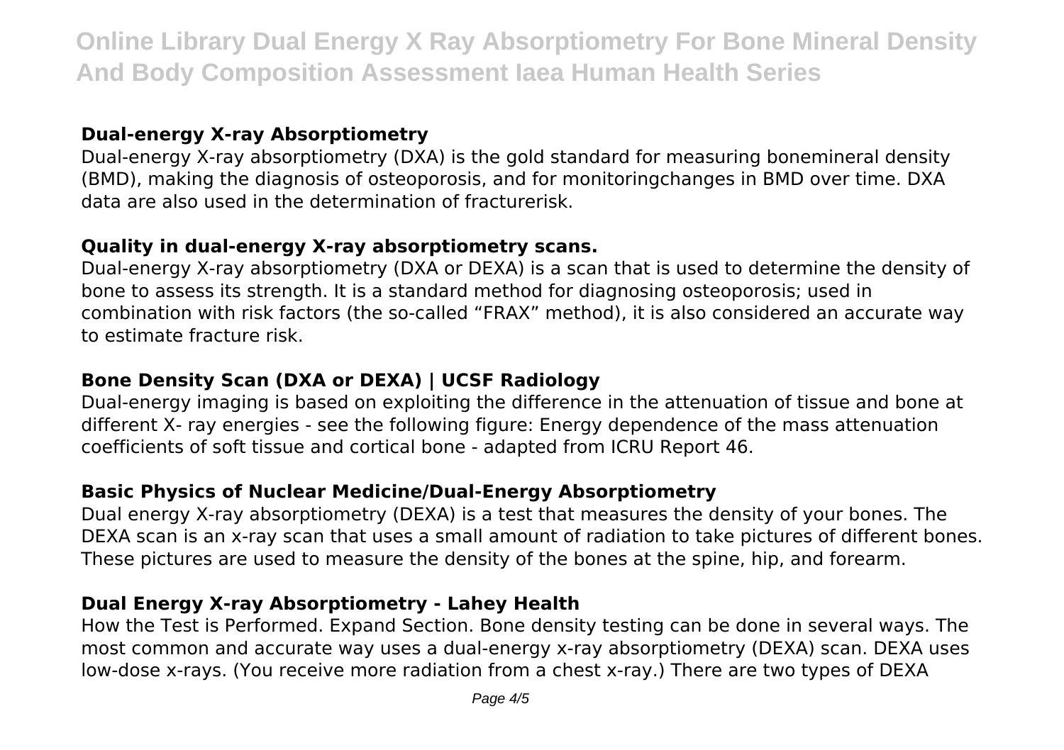### Dual-energy X-ray Absorptiometry

Dual-energy X-ray absorptiometry (DXA) is the gold standard for measuring bonemineral density (BMD), making the diagnosis of osteoporosis, and for monitoringchanges in BMD over time. DXA data are also used in the determination of fracturerisk.

### Quality in dual-energy X-ray absorptiometry scans.

Dual-energy X-ray absorptiometry (DXA or DEXA) is a scan that is used to determine the density of bone to assess its strength. It is a standard method for diagnosing osteoporosis; used in combination with risk factors (the so-called "FRAX" method), it is also considered an accurate way to estimate fracture risk.

### Bone Density Scan (DXA or DEXA) | UCSF Radiology

Dual-energy imaging is based on exploiting the difference in the attenuation of tissue and bone at different X- ray energies - see the following figure: Energy dependence of the mass attenuation coefficients of soft tissue and cortical bone - adapted from ICRU Report 46.

### Basic Physics of Nuclear Medicine/Dual-Energy Absorptiometry

Dual energy X-ray absorptiometry (DEXA) is a test that measures the density of your bones. The DEXA scan is an x-ray scan that uses a small amount of radiation to take pictures of different bones. These pictures are used to measure the density of the bones at the spine, hip, and forearm.

### Dual Energy X-ray Absorptiometry - Lahey Health

How the Test is Performed. Expand Section. Bone density testing can be done in several ways. The most common and accurate way uses a dual-energy x-ray absorptiometry (DEXA) scan. DEXA uses low-dose x-rays. (You receive more radiation from a chest x-ray.) There are two types of DEXA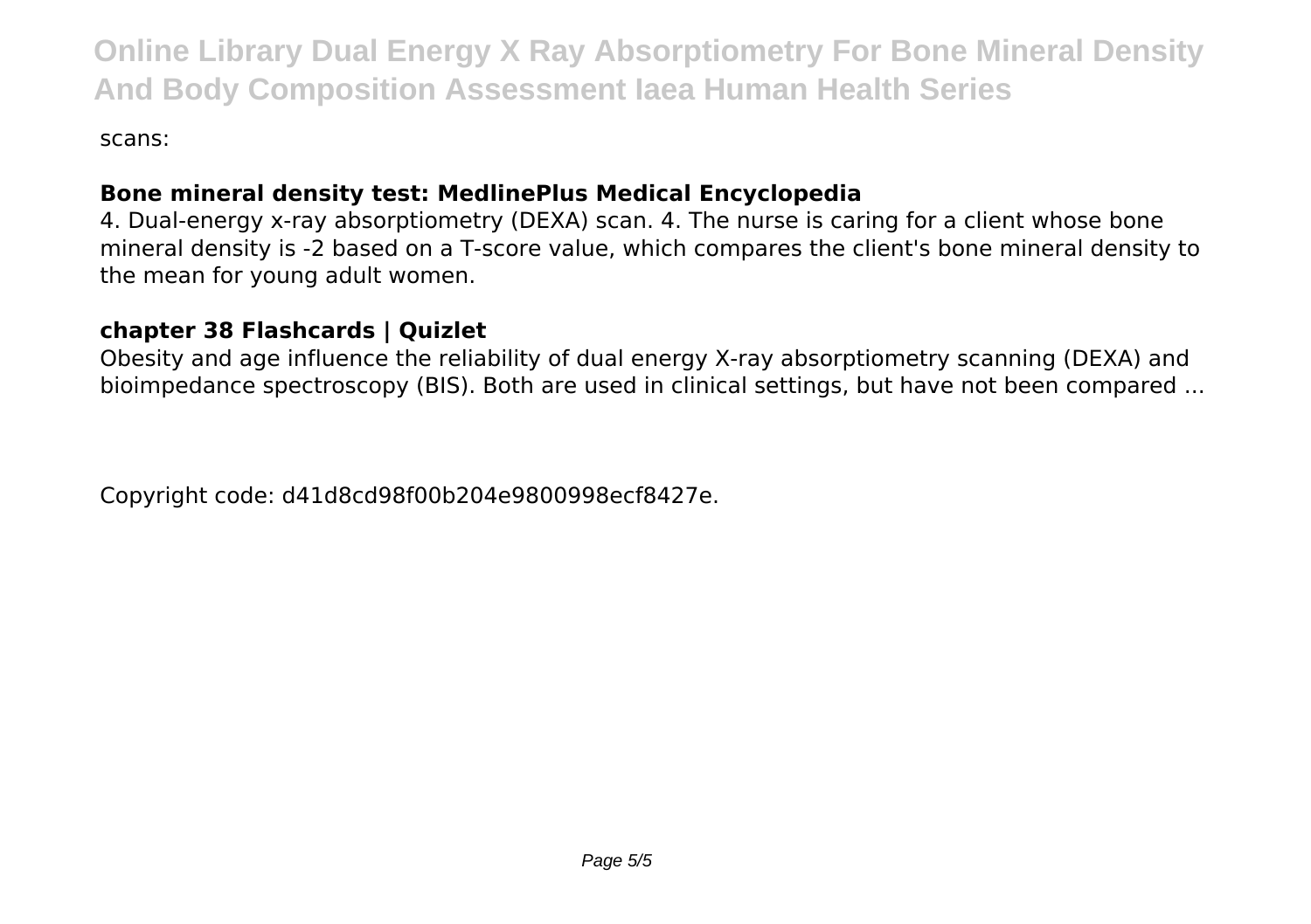scans:

**Bone mineral density test: MedlinePlus Medical Encyclopedia**

4. Dual-energy x-ray absorptiometry (DEXA) scan. 4. The nurse is caring for a client whose bone mineral density is -2 based on a T-score value, which compares the client's bone mineral density to the mean for young adult women.

**chapter 38 Flashcards | Quizlet**

Obesity and age influence the reliability of dual energy X-ray absorptiometry scanning (DEXA) and bioimpedance spectroscopy (BIS). Both are used in clinical settings, but have not been compared ...

Copyright code: d41d8cd98f00b204e9800998ecf8427e.